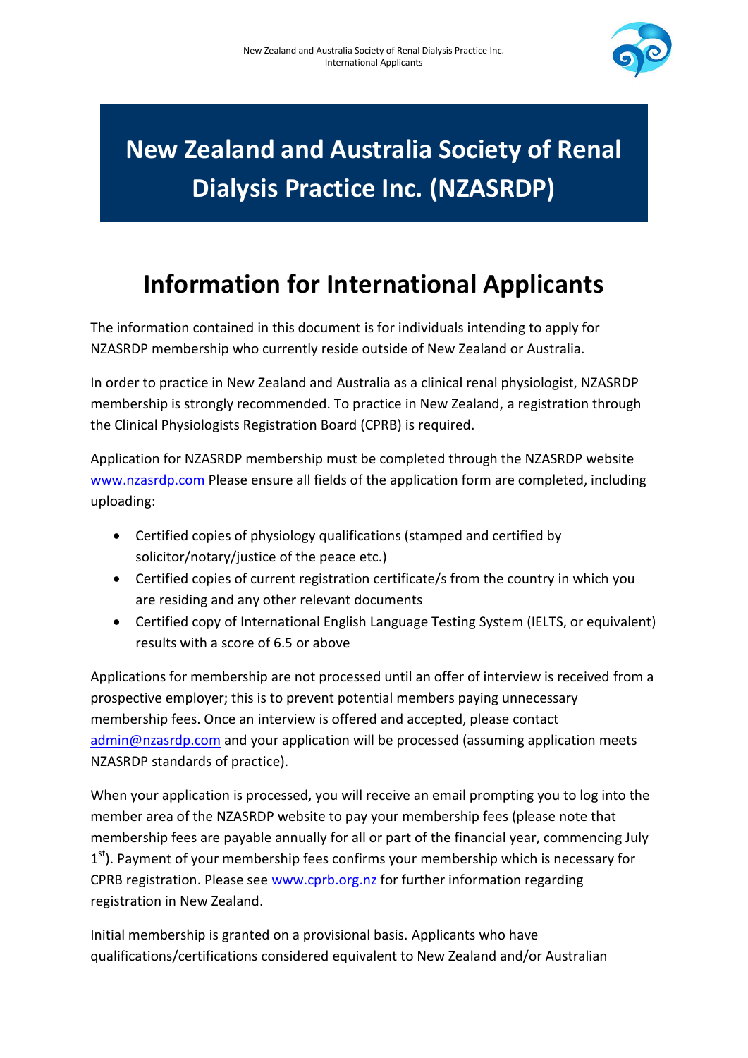# New Zealand and Australia Society of Renal Dialysis Practice Inc. (NZASRDP)

## Information for International Applicants

The information contained in this document is for individuals intending to apply for NZASRDP membership who currently reside outside of New Zealand or Australia.

In order to practice in New Zealand and Australia as a clinical renal physiologist, NZASRDP membership is strongly recommended. To practice in New Zealand, a registration through the Clinical Physiologists Registration Board (CPRB) is required.

Application for NZASRDP membership must be completed through the NZASRDP website www.nzasrdp.com Please ensure all fields of the application form are completed, including uploading:

- Certified copies of physiology qualifications (stamped and certified by solicitor/notary/justice of the peace etc.)
- Certified copies of current registration certificate/s from the country in which you are residing and any other relevant documents
- Certified copy of International English Language Testing System (IELTS, or equivalent) results with a score of 6.5 or above

Applications for membership are not processed until an offer of interview is received from a prospective employer; this is to prevent potential members paying unnecessary membership fees. Once an interview is offered and accepted, please contact admin@nzasrdp.com and your application will be processed (assuming application meets NZASRDP standards of practice).

When your application is processed, you will receive an email prompting you to log into the member area of the NZASRDP website to pay your membership fees (please note that membership fees are payable annually for all or part of the financial year, commencing July 1st). Payment of your membership fees confirms your membership which is necessary for CPRB registration. Please see www.cprb.org.nz for further information regarding registration in New Zealand.

Initial membership is granted on a provisional basis. Applicants who have qualifications/certifications considered equivalent to New Zealand and/or Australian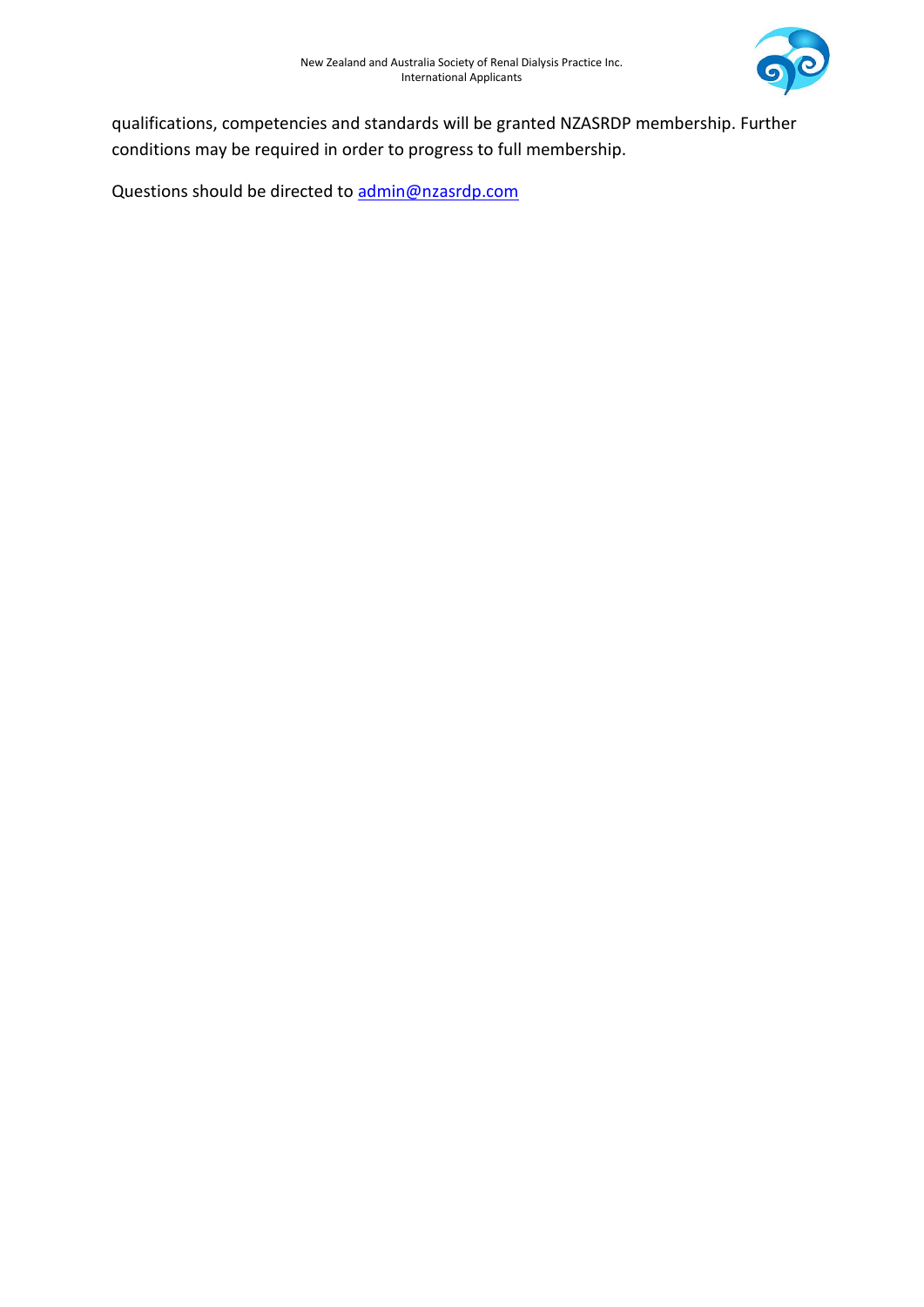qualifications, competencies and standards will be granted NZASRDP membership. Further conditions may be required in order to progress to full membership.

Questions should be directed to admin@nzasrdp.com